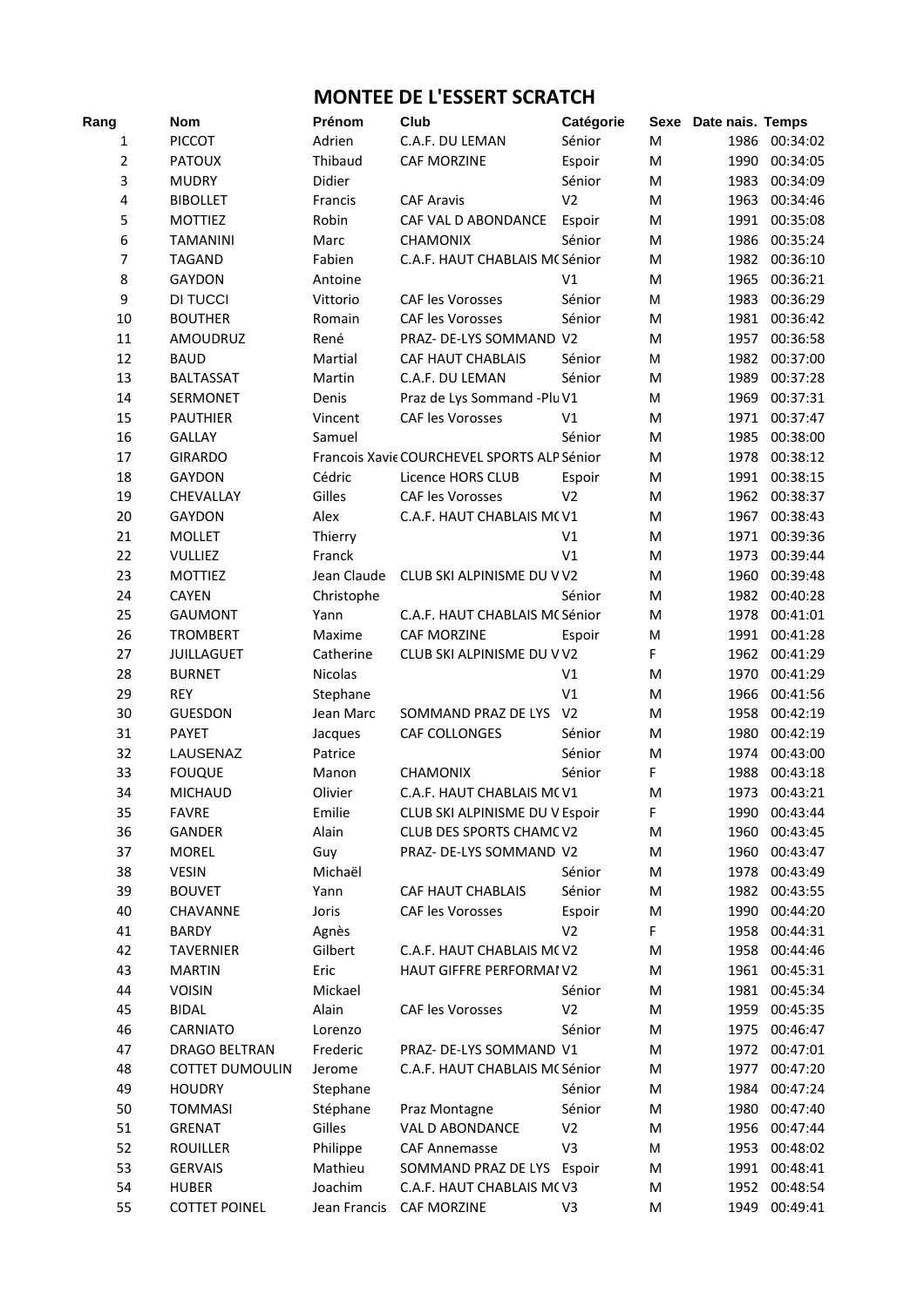# MONTEE DE L'ESSERT SCRATCH

| Rang | Nom | Prénom | Club | Catégorie | Sexe | Date nais. | Temps |
|---|---|---|---|---|---|---|---|
| 1 | PICCOT | Adrien | C.A.F. DU LEMAN | Sénior | M | 1986 | 00:34:02 |
| 2 | PATOUX | Thibaud | CAF MORZINE | Espoir | M | 1990 | 00:34:05 |
| 3 | MUDRY | Didier | | Sénior | M | 1983 | 00:34:09 |
| 4 | BIBOLLET | Francis | CAF Aravis | V2 | M | 1963 | 00:34:46 |
| 5 | MOTTIEZ | Robin | CAF VAL D ABONDANCE | Espoir | M | 1991 | 00:35:08 |
| 6 | TAMANINI | Marc | CHAMONIX | Sénior | M | 1986 | 00:35:24 |
| 7 | TAGAND | Fabien | C.A.F. HAUT CHABLAIS MC | Sénior | M | 1982 | 00:36:10 |
| 8 | GAYDON | Antoine | | V1 | M | 1965 | 00:36:21 |
| 9 | DI TUCCI | Vittorio | CAF les Vorosses | Sénior | M | 1983 | 00:36:29 |
| 10 | BOUTHER | Romain | CAF les Vorosses | Sénior | M | 1981 | 00:36:42 |
| 11 | AMOUDRUZ | René | PRAZ- DE-LYS SOMMAND | V2 | M | 1957 | 00:36:58 |
| 12 | BAUD | Martial | CAF HAUT CHABLAIS | Sénior | M | 1982 | 00:37:00 |
| 13 | BALTASSAT | Martin | C.A.F. DU LEMAN | Sénior | M | 1989 | 00:37:28 |
| 14 | SERMONET | Denis | Praz de Lys Sommand -Plu | V1 | M | 1969 | 00:37:31 |
| 15 | PAUTHIER | Vincent | CAF les Vorosses | V1 | M | 1971 | 00:37:47 |
| 16 | GALLAY | Samuel | | Sénior | M | 1985 | 00:38:00 |
| 17 | GIRARDO | Francois Xavie | COURCHEVEL SPORTS ALP | Sénior | M | 1978 | 00:38:12 |
| 18 | GAYDON | Cédric | Licence HORS CLUB | Espoir | M | 1991 | 00:38:15 |
| 19 | CHEVALLAY | Gilles | CAF les Vorosses | V2 | M | 1962 | 00:38:37 |
| 20 | GAYDON | Alex | C.A.F. HAUT CHABLAIS MC | V1 | M | 1967 | 00:38:43 |
| 21 | MOLLET | Thierry | | V1 | M | 1971 | 00:39:36 |
| 22 | VULLIEZ | Franck | | V1 | M | 1973 | 00:39:44 |
| 23 | MOTTIEZ | Jean Claude | CLUB SKI ALPINISME DU V | V2 | M | 1960 | 00:39:48 |
| 24 | CAYEN | Christophe | | Sénior | M | 1982 | 00:40:28 |
| 25 | GAUMONT | Yann | C.A.F. HAUT CHABLAIS MC | Sénior | M | 1978 | 00:41:01 |
| 26 | TROMBERT | Maxime | CAF MORZINE | Espoir | M | 1991 | 00:41:28 |
| 27 | JUILLAGUET | Catherine | CLUB SKI ALPINISME DU V | V2 | F | 1962 | 00:41:29 |
| 28 | BURNET | Nicolas | | V1 | M | 1970 | 00:41:29 |
| 29 | REY | Stephane | | V1 | M | 1966 | 00:41:56 |
| 30 | GUESDON | Jean Marc | SOMMAND PRAZ DE LYS | V2 | M | 1958 | 00:42:19 |
| 31 | PAYET | Jacques | CAF COLLONGES | Sénior | M | 1980 | 00:42:19 |
| 32 | LAUSENAZ | Patrice | | Sénior | M | 1974 | 00:43:00 |
| 33 | FOUQUE | Manon | CHAMONIX | Sénior | F | 1988 | 00:43:18 |
| 34 | MICHAUD | Olivier | C.A.F. HAUT CHABLAIS MC | V1 | M | 1973 | 00:43:21 |
| 35 | FAVRE | Emilie | CLUB SKI ALPINISME DU V | Espoir | F | 1990 | 00:43:44 |
| 36 | GANDER | Alain | CLUB DES SPORTS CHAMC | V2 | M | 1960 | 00:43:45 |
| 37 | MOREL | Guy | PRAZ- DE-LYS SOMMAND | V2 | M | 1960 | 00:43:47 |
| 38 | VESIN | Michaël | | Sénior | M | 1978 | 00:43:49 |
| 39 | BOUVET | Yann | CAF HAUT CHABLAIS | Sénior | M | 1982 | 00:43:55 |
| 40 | CHAVANNE | Joris | CAF les Vorosses | Espoir | M | 1990 | 00:44:20 |
| 41 | BARDY | Agnès | | V2 | F | 1958 | 00:44:31 |
| 42 | TAVERNIER | Gilbert | C.A.F. HAUT CHABLAIS MC | V2 | M | 1958 | 00:44:46 |
| 43 | MARTIN | Eric | HAUT GIFFRE PERFORMAI | V2 | M | 1961 | 00:45:31 |
| 44 | VOISIN | Mickael | | Sénior | M | 1981 | 00:45:34 |
| 45 | BIDAL | Alain | CAF les Vorosses | V2 | M | 1959 | 00:45:35 |
| 46 | CARNIATO | Lorenzo | | Sénior | M | 1975 | 00:46:47 |
| 47 | DRAGO BELTRAN | Frederic | PRAZ- DE-LYS SOMMAND | V1 | M | 1972 | 00:47:01 |
| 48 | COTTET DUMOULIN | Jerome | C.A.F. HAUT CHABLAIS MC | Sénior | M | 1977 | 00:47:20 |
| 49 | HOUDRY | Stephane | | Sénior | M | 1984 | 00:47:24 |
| 50 | TOMMASI | Stéphane | Praz Montagne | Sénior | M | 1980 | 00:47:40 |
| 51 | GRENAT | Gilles | VAL D ABONDANCE | V2 | M | 1956 | 00:47:44 |
| 52 | ROUILLER | Philippe | CAF Annemasse | V3 | M | 1953 | 00:48:02 |
| 53 | GERVAIS | Mathieu | SOMMAND PRAZ DE LYS | Espoir | M | 1991 | 00:48:41 |
| 54 | HUBER | Joachim | C.A.F. HAUT CHABLAIS MC | V3 | M | 1952 | 00:48:54 |
| 55 | COTTET POINEL | Jean Francis | CAF MORZINE | V3 | M | 1949 | 00:49:41 |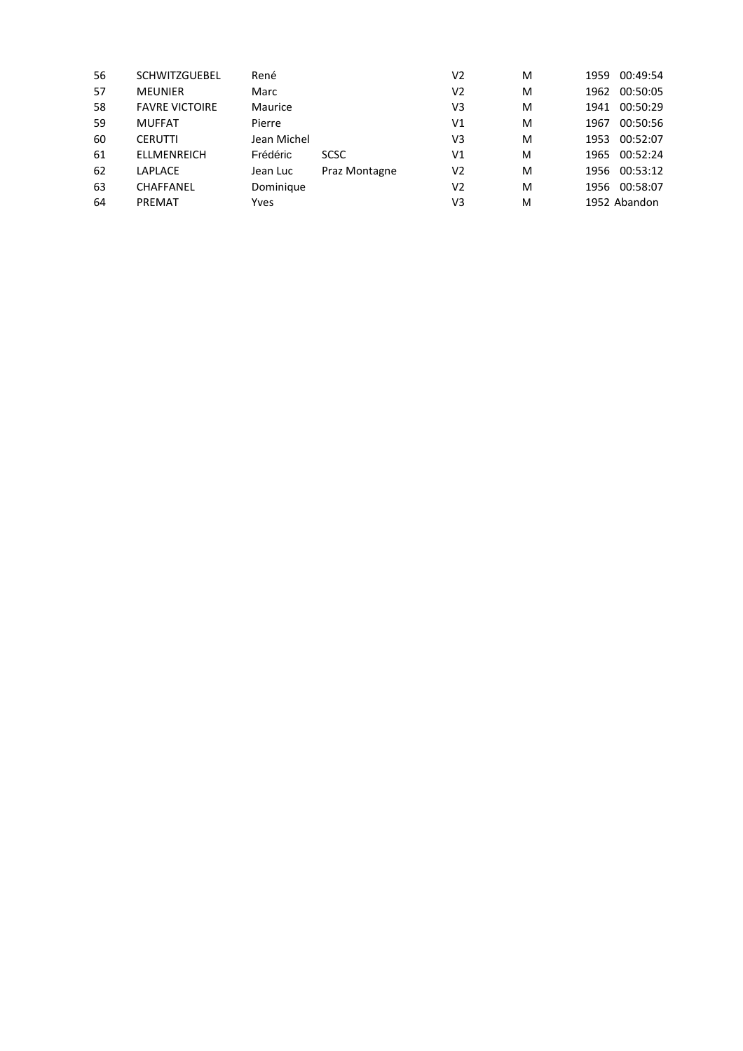| | | | | | | | |
|---|---|---|---|---|---|---|---|
| 56 | SCHWITZGUEBEL | René | | V2 | M | 1959 | 00:49:54 |
| 57 | MEUNIER | Marc | | V2 | M | 1962 | 00:50:05 |
| 58 | FAVRE VICTOIRE | Maurice | | V3 | M | 1941 | 00:50:29 |
| 59 | MUFFAT | Pierre | | V1 | M | 1967 | 00:50:56 |
| 60 | CERUTTI | Jean Michel | | V3 | M | 1953 | 00:52:07 |
| 61 | ELLMENREICH | Frédéric | SCSC | V1 | M | 1965 | 00:52:24 |
| 62 | LAPLACE | Jean Luc | Praz Montagne | V2 | M | 1956 | 00:53:12 |
| 63 | CHAFFANEL | Dominique | | V2 | M | 1956 | 00:58:07 |
| 64 | PREMAT | Yves | | V3 | M | 1952 | Abandon |